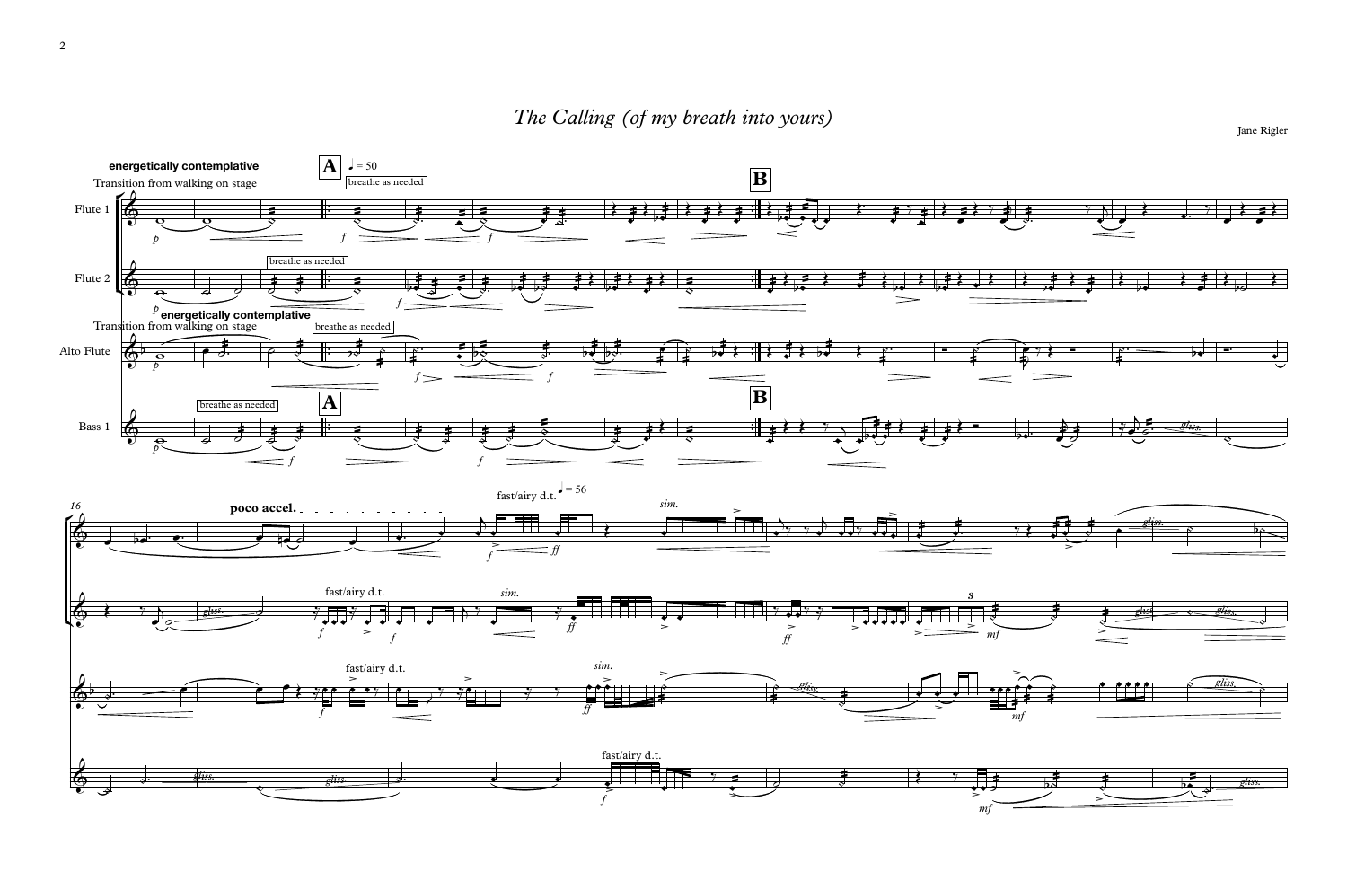# *The Calling (of my breath into yours)*

Jane Rigler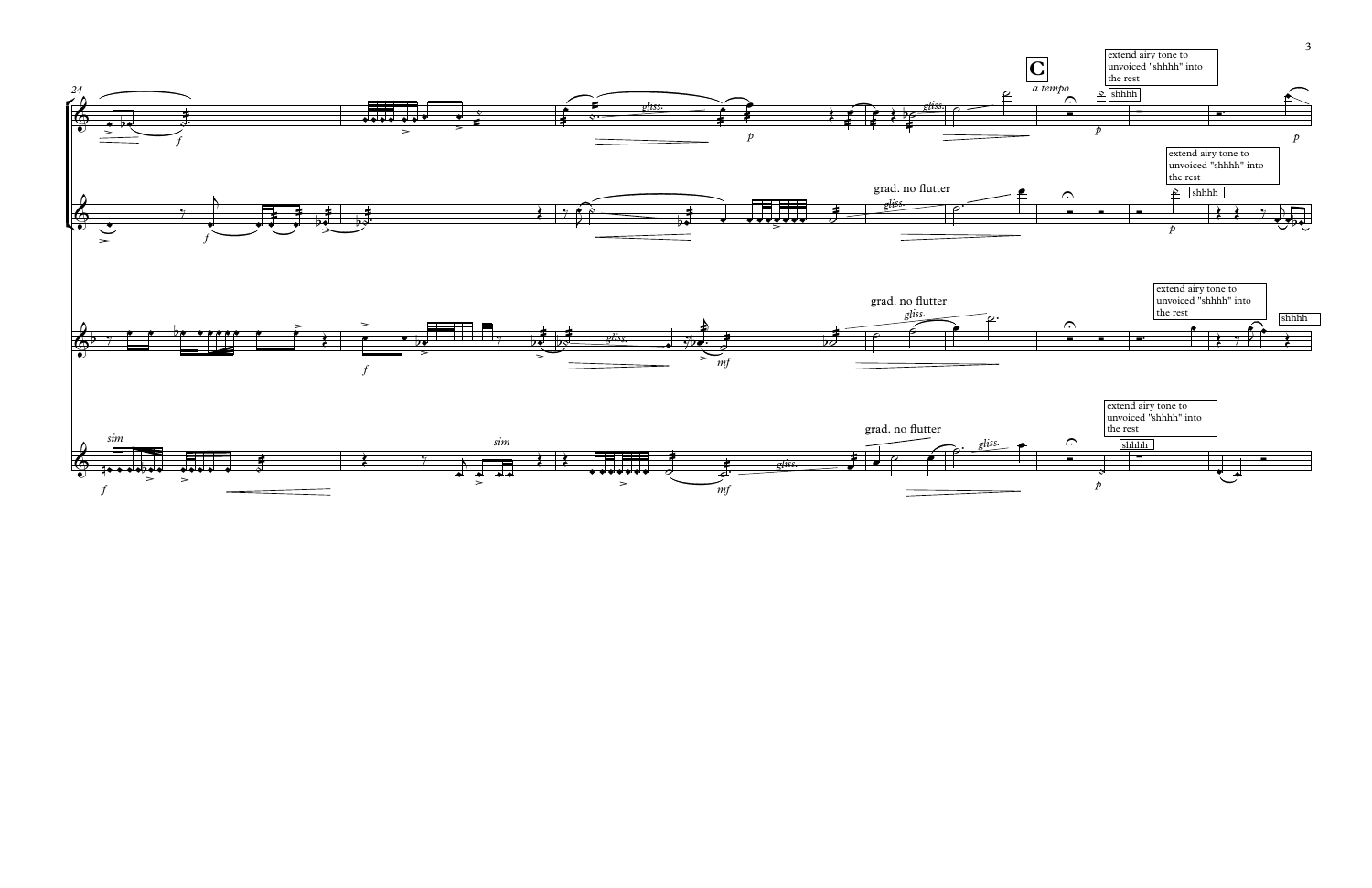24

C

*a tempo*

extend airy tone to unvoiced "shhhh" into the rest

shhhh

grad. no flutter

grad. no flutter

grad. no flutter

*sim*

*sim*

*gliss.*